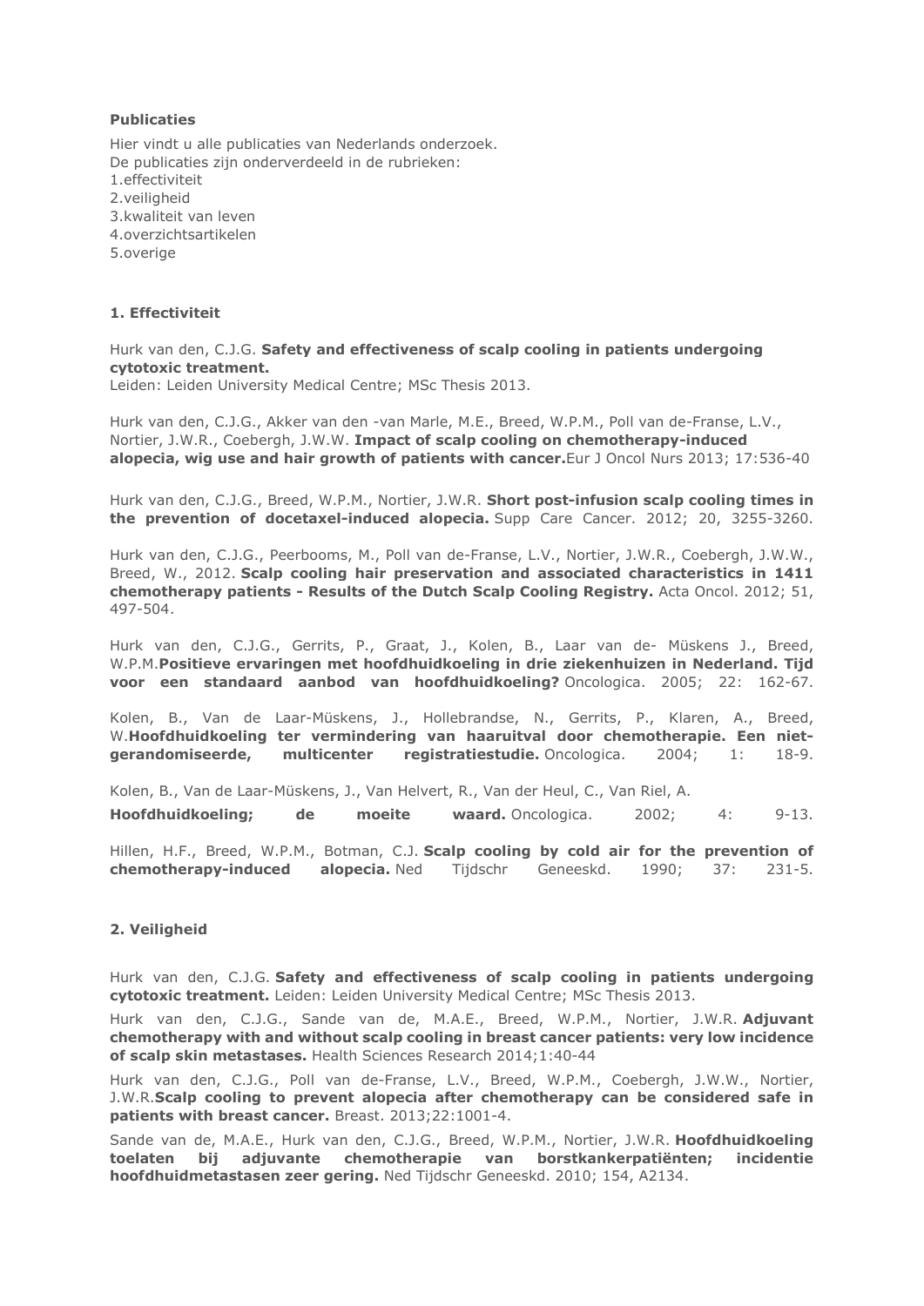**Publicaties**

Hier vindt u alle publicaties van Nederlands onderzoek.
De publicaties zijn onderverdeeld in de rubrieken:
1.effectiviteit
2.veiligheid
3.kwaliteit van leven
4.overzichtsartikelen
5.overige

## 1. Effectiviteit

Hurk van den, C.J.G. **Safety and effectiveness of scalp cooling in patients undergoing cytotoxic treatment.**
Leiden: Leiden University Medical Centre; MSc Thesis 2013.

Hurk van den, C.J.G., Akker van den -van Marle, M.E., Breed, W.P.M., Poll van de-Franse, L.V., Nortier, J.W.R., Coebergh, J.W.W. **Impact of scalp cooling on chemotherapy-induced alopecia, wig use and hair growth of patients with cancer.**Eur J Oncol Nurs 2013; 17:536-40

Hurk van den, C.J.G., Breed, W.P.M., Nortier, J.W.R. **Short post-infusion scalp cooling times in the prevention of docetaxel-induced alopecia.** Supp Care Cancer. 2012; 20, 3255-3260.

Hurk van den, C.J.G., Peerbooms, M., Poll van de-Franse, L.V., Nortier, J.W.R., Coebergh, J.W.W., Breed, W., 2012. **Scalp cooling hair preservation and associated characteristics in 1411 chemotherapy patients - Results of the Dutch Scalp Cooling Registry.** Acta Oncol. 2012; 51, 497-504.

Hurk van den, C.J.G., Gerrits, P., Graat, J., Kolen, B., Laar van de- Müskens J., Breed, W.P.M.**Positieve ervaringen met hoofdhuidkoeling in drie ziekenhuizen in Nederland. Tijd voor een standaard aanbod van hoofdhuidkoeling?** Oncologica. 2005; 22: 162-67.

Kolen, B., Van de Laar-Müskens, J., Hollebrandse, N., Gerrits, P., Klaren, A., Breed, W.**Hoofdhuidkoeling ter vermindering van haaruitval door chemotherapie. Een niet-gerandomiseerde, multicenter registratiestudie.** Oncologica. 2004; 1: 18-9.

Kolen, B., Van de Laar-Müskens, J., Van Helvert, R., Van der Heul, C., Van Riel, A. **Hoofdhuidkoeling; de moeite waard.** Oncologica. 2002; 4: 9-13.

Hillen, H.F., Breed, W.P.M., Botman, C.J. **Scalp cooling by cold air for the prevention of chemotherapy-induced alopecia.** Ned Tijdschr Geneeskd. 1990; 37: 231-5.

## 2. Veiligheid

Hurk van den, C.J.G. **Safety and effectiveness of scalp cooling in patients undergoing cytotoxic treatment.** Leiden: Leiden University Medical Centre; MSc Thesis 2013.

Hurk van den, C.J.G., Sande van de, M.A.E., Breed, W.P.M., Nortier, J.W.R. **Adjuvant chemotherapy with and without scalp cooling in breast cancer patients: very low incidence of scalp skin metastases.** Health Sciences Research 2014;1:40-44

Hurk van den, C.J.G., Poll van de-Franse, L.V., Breed, W.P.M., Coebergh, J.W.W., Nortier, J.W.R.**Scalp cooling to prevent alopecia after chemotherapy can be considered safe in patients with breast cancer.** Breast. 2013;22:1001-4.

Sande van de, M.A.E., Hurk van den, C.J.G., Breed, W.P.M., Nortier, J.W.R. **Hoofdhuidkoeling toelaten bij adjuvante chemotherapie van borstkankerpatiënten; incidentie hoofdhuidmetastasen zeer gering.** Ned Tijdschr Geneeskd. 2010; 154, A2134.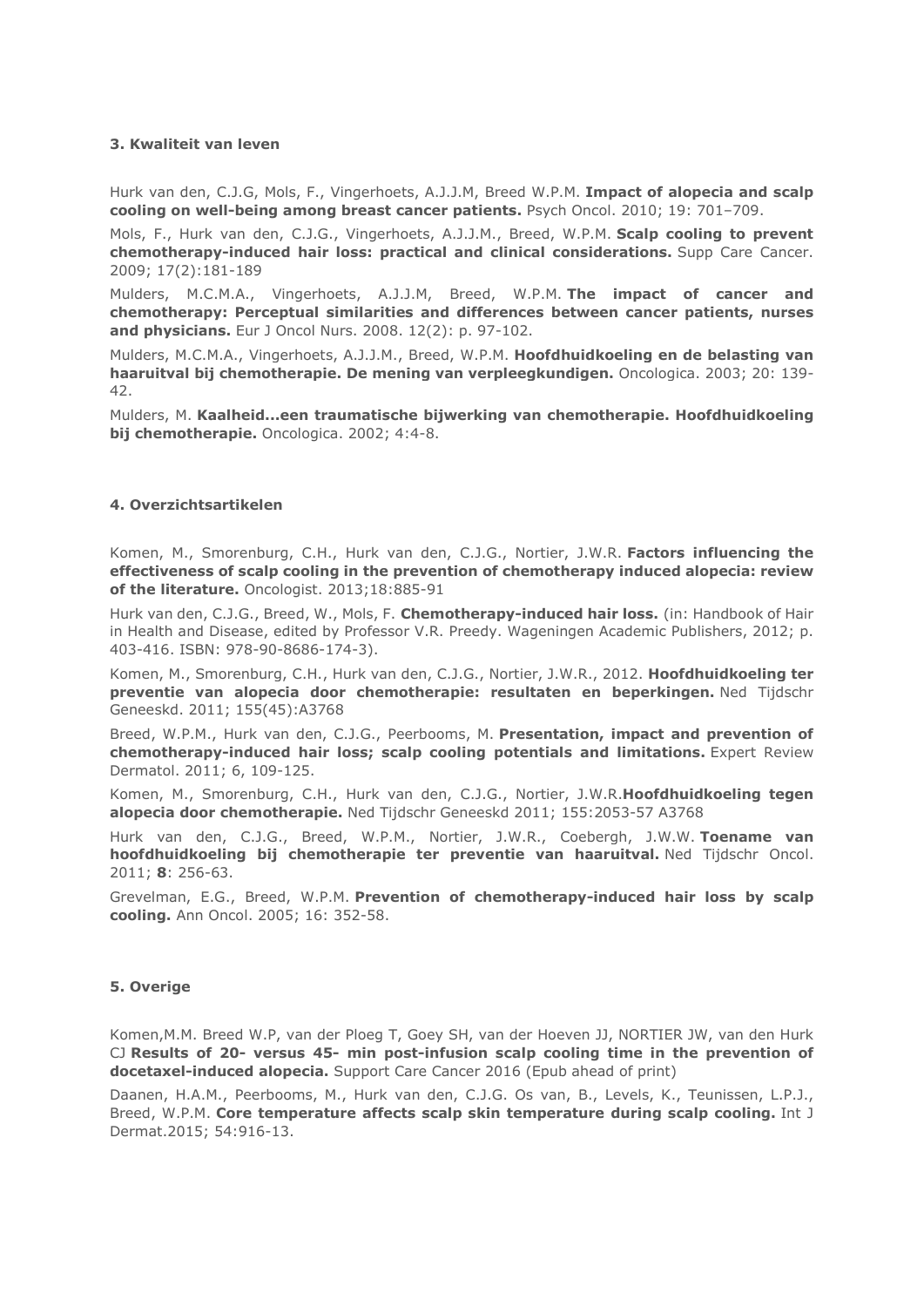### 3. Kwaliteit van leven

Hurk van den, C.J.G, Mols, F., Vingerhoets, A.J.J.M, Breed W.P.M. **Impact of alopecia and scalp cooling on well-being among breast cancer patients.** Psych Oncol. 2010; 19: 701–709.

Mols, F., Hurk van den, C.J.G., Vingerhoets, A.J.J.M., Breed, W.P.M. **Scalp cooling to prevent chemotherapy-induced hair loss: practical and clinical considerations.** Supp Care Cancer. 2009; 17(2):181-189

Mulders, M.C.M.A., Vingerhoets, A.J.J.M, Breed, W.P.M. **The impact of cancer and chemotherapy: Perceptual similarities and differences between cancer patients, nurses and physicians.** Eur J Oncol Nurs. 2008. 12(2): p. 97-102.

Mulders, M.C.M.A., Vingerhoets, A.J.J.M., Breed, W.P.M. **Hoofdhuidkoeling en de belasting van haaruitval bij chemotherapie. De mening van verpleegkundigen.** Oncologica. 2003; 20: 139-42.

Mulders, M. **Kaalheid...een traumatische bijwerking van chemotherapie. Hoofdhuidkoeling bij chemotherapie.** Oncologica. 2002; 4:4-8.

### 4. Overzichtsartikelen

Komen, M., Smorenburg, C.H., Hurk van den, C.J.G., Nortier, J.W.R. **Factors influencing the effectiveness of scalp cooling in the prevention of chemotherapy induced alopecia: review of the literature.** Oncologist. 2013;18:885-91

Hurk van den, C.J.G., Breed, W., Mols, F. **Chemotherapy-induced hair loss.** (in: Handbook of Hair in Health and Disease, edited by Professor V.R. Preedy. Wageningen Academic Publishers, 2012; p. 403-416. ISBN: 978-90-8686-174-3).

Komen, M., Smorenburg, C.H., Hurk van den, C.J.G., Nortier, J.W.R., 2012. **Hoofdhuidkoeling ter preventie van alopecia door chemotherapie: resultaten en beperkingen.** Ned Tijdschr Geneeskd. 2011; 155(45):A3768

Breed, W.P.M., Hurk van den, C.J.G., Peerbooms, M. **Presentation, impact and prevention of chemotherapy-induced hair loss; scalp cooling potentials and limitations.** Expert Review Dermatol. 2011; 6, 109-125.

Komen, M., Smorenburg, C.H., Hurk van den, C.J.G., Nortier, J.W.R.**Hoofdhuidkoeling tegen alopecia door chemotherapie.** Ned Tijdschr Geneeskd 2011; 155:2053-57 A3768

Hurk van den, C.J.G., Breed, W.P.M., Nortier, J.W.R., Coebergh, J.W.W. **Toename van hoofdhuidkoeling bij chemotherapie ter preventie van haaruitval.** Ned Tijdschr Oncol. 2011; **8**: 256-63.

Grevelman, E.G., Breed, W.P.M. **Prevention of chemotherapy-induced hair loss by scalp cooling.** Ann Oncol. 2005; 16: 352-58.

### 5. Overige

Komen,M.M. Breed W.P, van der Ploeg T, Goey SH, van der Hoeven JJ, NORTIER JW, van den Hurk CJ **Results of 20- versus 45- min post-infusion scalp cooling time in the prevention of docetaxel-induced alopecia.** Support Care Cancer 2016 (Epub ahead of print)

Daanen, H.A.M., Peerbooms, M., Hurk van den, C.J.G. Os van, B., Levels, K., Teunissen, L.P.J., Breed, W.P.M. **Core temperature affects scalp skin temperature during scalp cooling.** Int J Dermat.2015; 54:916-13.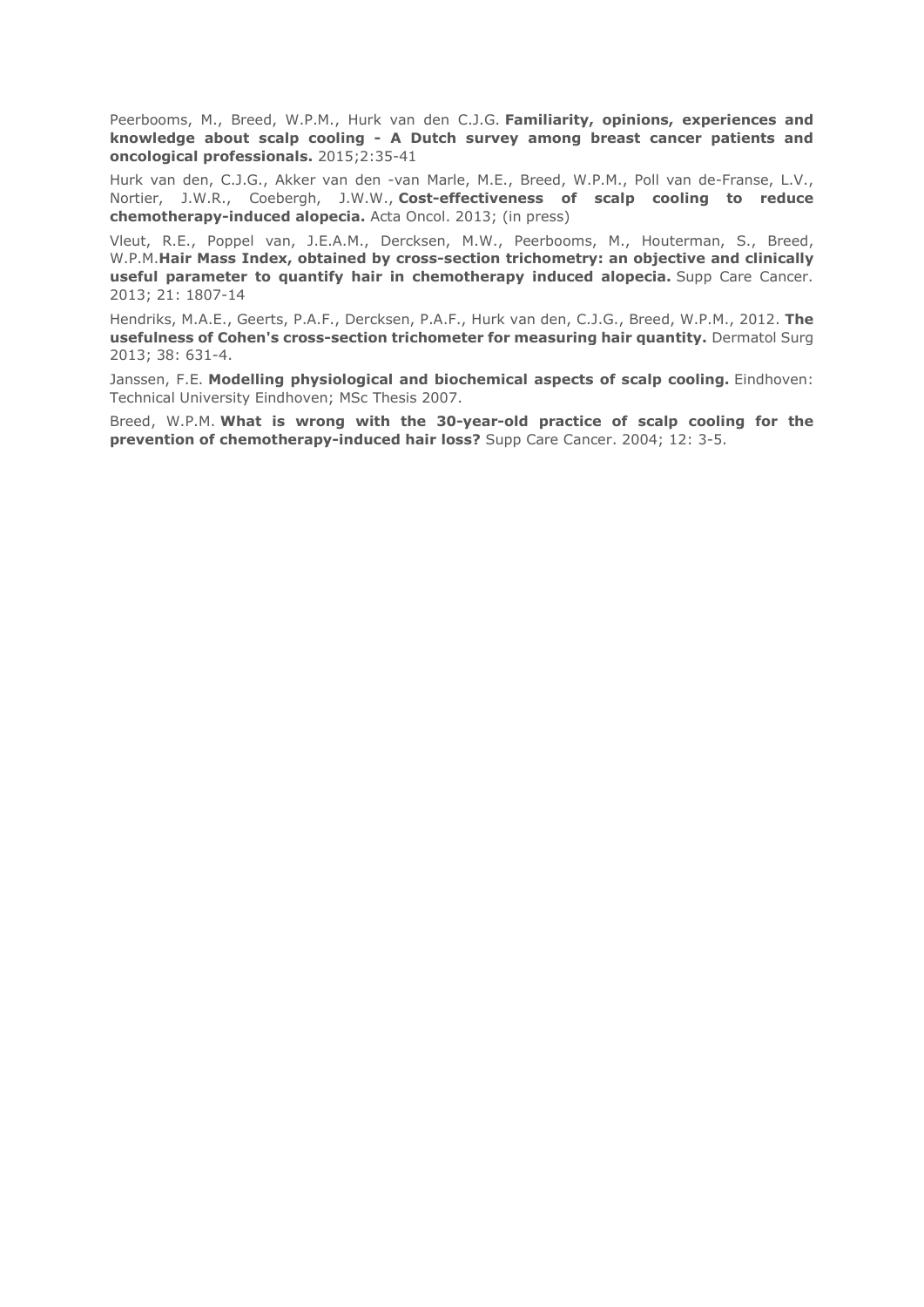Peerbooms, M., Breed, W.P.M., Hurk van den C.J.G. **Familiarity, opinions, experiences and knowledge about scalp cooling - A Dutch survey among breast cancer patients and oncological professionals.** 2015;2:35-41

Hurk van den, C.J.G., Akker van den -van Marle, M.E., Breed, W.P.M., Poll van de-Franse, L.V., Nortier, J.W.R., Coebergh, J.W.W., **Cost-effectiveness of scalp cooling to reduce chemotherapy-induced alopecia.** Acta Oncol. 2013; (in press)

Vleut, R.E., Poppel van, J.E.A.M., Dercksen, M.W., Peerbooms, M., Houterman, S., Breed, W.P.M.**Hair Mass Index, obtained by cross-section trichometry: an objective and clinically useful parameter to quantify hair in chemotherapy induced alopecia.** Supp Care Cancer. 2013; 21: 1807-14

Hendriks, M.A.E., Geerts, P.A.F., Dercksen, P.A.F., Hurk van den, C.J.G., Breed, W.P.M., 2012. **The usefulness of Cohen's cross-section trichometer for measuring hair quantity.** Dermatol Surg 2013; 38: 631-4.

Janssen, F.E. **Modelling physiological and biochemical aspects of scalp cooling.** Eindhoven: Technical University Eindhoven; MSc Thesis 2007.

Breed, W.P.M. **What is wrong with the 30-year-old practice of scalp cooling for the prevention of chemotherapy-induced hair loss?** Supp Care Cancer. 2004; 12: 3-5.